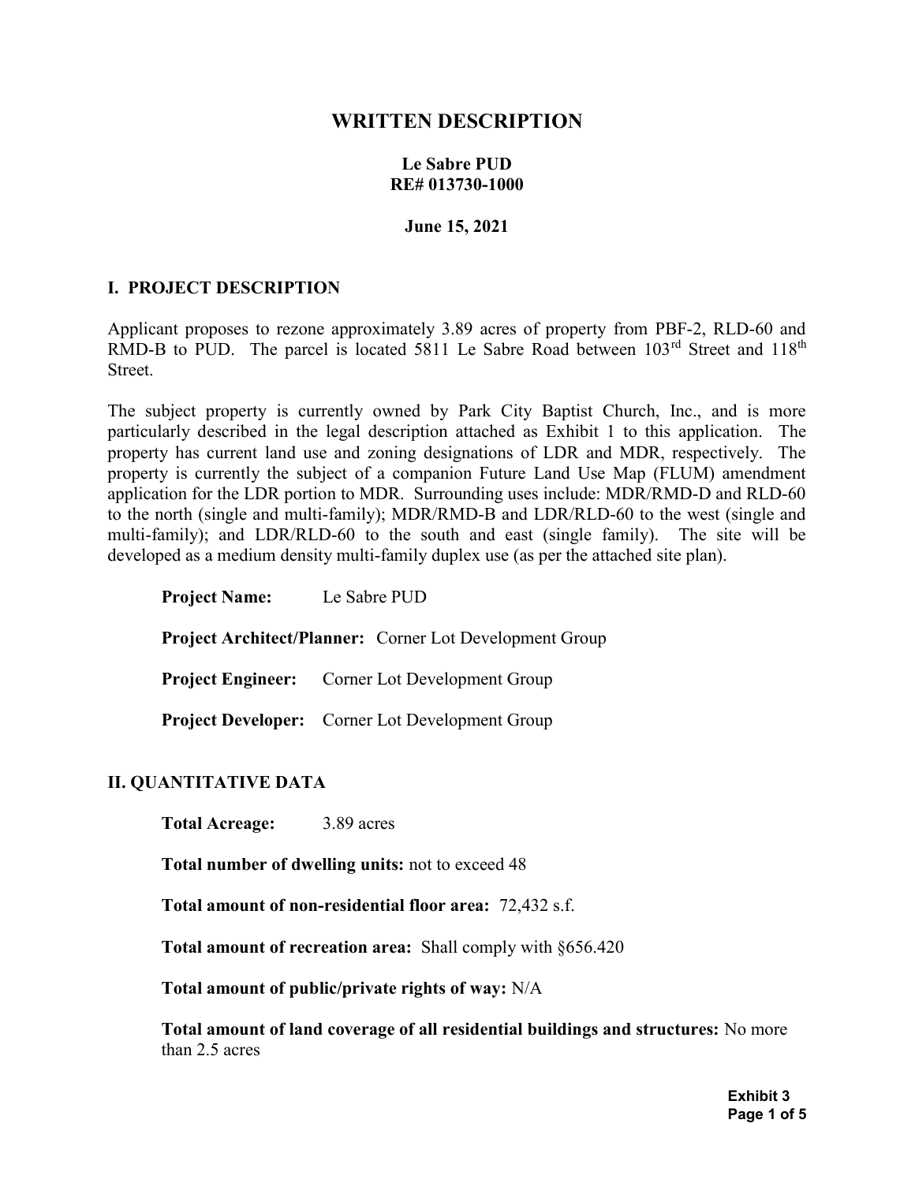# WRITTEN DESCRIPTION

**Le Sabre PUD**
**RE# 013730-1000**

**June 15, 2021**

## I. PROJECT DESCRIPTION

Applicant proposes to rezone approximately 3.89 acres of property from PBF-2, RLD-60 and RMD-B to PUD. The parcel is located 5811 Le Sabre Road between 103rd Street and 118th Street.

The subject property is currently owned by Park City Baptist Church, Inc., and is more particularly described in the legal description attached as Exhibit 1 to this application. The property has current land use and zoning designations of LDR and MDR, respectively. The property is currently the subject of a companion Future Land Use Map (FLUM) amendment application for the LDR portion to MDR. Surrounding uses include: MDR/RMD-D and RLD-60 to the north (single and multi-family); MDR/RMD-B and LDR/RLD-60 to the west (single and multi-family); and LDR/RLD-60 to the south and east (single family). The site will be developed as a medium density multi-family duplex use (as per the attached site plan).

**Project Name:** Le Sabre PUD

**Project Architect/Planner:** Corner Lot Development Group

**Project Engineer:** Corner Lot Development Group

**Project Developer:** Corner Lot Development Group

## II. QUANTITATIVE DATA

**Total Acreage:** 3.89 acres

**Total number of dwelling units:** not to exceed 48

**Total amount of non-residential floor area:** 72,432 s.f.

**Total amount of recreation area:** Shall comply with §656.420

**Total amount of public/private rights of way:** N/A

**Total amount of land coverage of all residential buildings and structures:** No more than 2.5 acres

Exhibit 3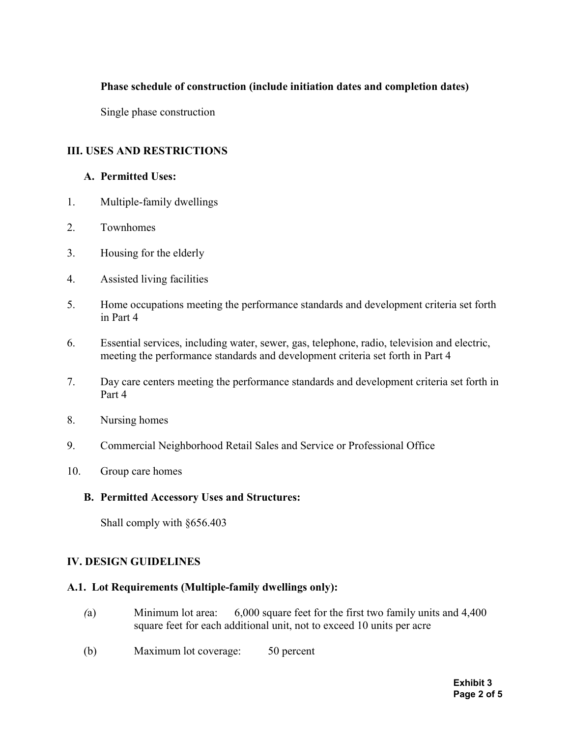**Phase schedule of construction (include initiation dates and completion dates)**

Single phase construction

## III. USES AND RESTRICTIONS

### A. Permitted Uses:

1. Multiple-family dwellings
2. Townhomes
3. Housing for the elderly
4. Assisted living facilities
5. Home occupations meeting the performance standards and development criteria set forth in Part 4
6. Essential services, including water, sewer, gas, telephone, radio, television and electric, meeting the performance standards and development criteria set forth in Part 4
7. Day care centers meeting the performance standards and development criteria set forth in Part 4
8. Nursing homes
9. Commercial Neighborhood Retail Sales and Service or Professional Office
10. Group care homes

### B. Permitted Accessory Uses and Structures:

Shall comply with §656.403

## IV. DESIGN GUIDELINES

### A.1. Lot Requirements (Multiple-family dwellings only):

(a) Minimum lot area: 6,000 square feet for the first two family units and 4,400 square feet for each additional unit, not to exceed 10 units per acre

(b) Maximum lot coverage: 50 percent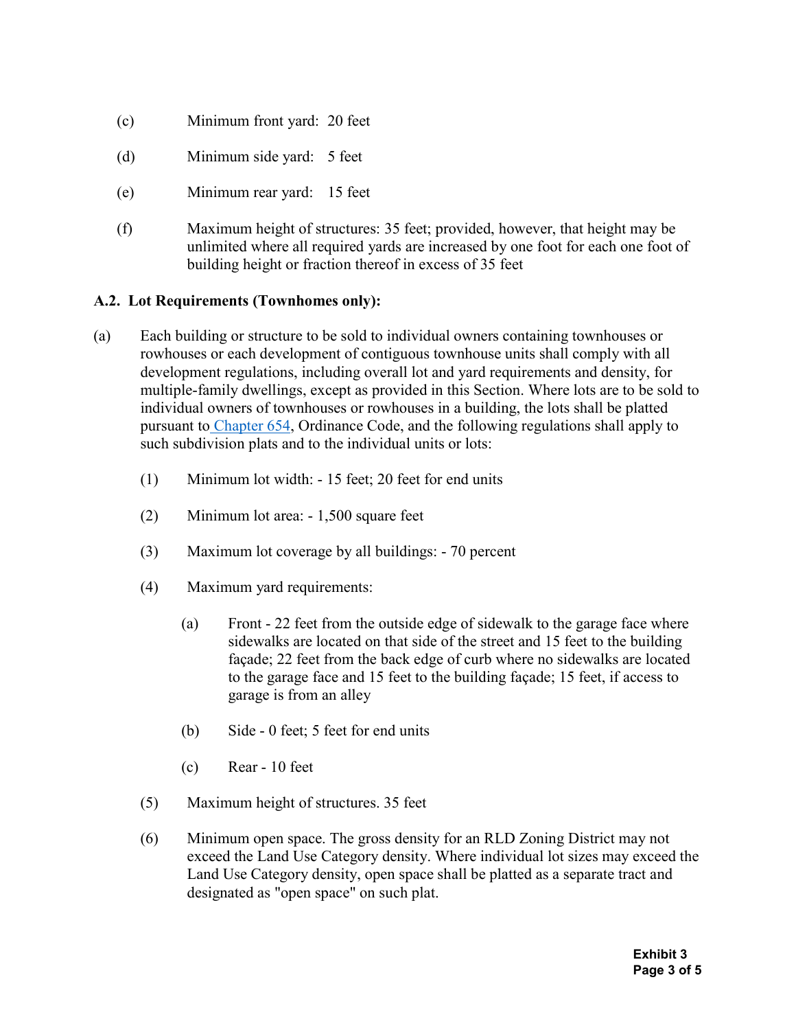(c) Minimum front yard: 20 feet

(d) Minimum side yard: 5 feet

(e) Minimum rear yard: 15 feet

(f) Maximum height of structures: 35 feet; provided, however, that height may be unlimited where all required yards are increased by one foot for each one foot of building height or fraction thereof in excess of 35 feet

**A.2. Lot Requirements (Townhomes only):**

(a) Each building or structure to be sold to individual owners containing townhouses or rowhouses or each development of contiguous townhouse units shall comply with all development regulations, including overall lot and yard requirements and density, for multiple-family dwellings, except as provided in this Section. Where lots are to be sold to individual owners of townhouses or rowhouses in a building, the lots shall be platted pursuant to Chapter 654, Ordinance Code, and the following regulations shall apply to such subdivision plats and to the individual units or lots:

  (1) Minimum lot width: - 15 feet; 20 feet for end units

  (2) Minimum lot area: - 1,500 square feet

  (3) Maximum lot coverage by all buildings: - 70 percent

  (4) Maximum yard requirements:

    (a) Front - 22 feet from the outside edge of sidewalk to the garage face where sidewalks are located on that side of the street and 15 feet to the building façade; 22 feet from the back edge of curb where no sidewalks are located to the garage face and 15 feet to the building façade; 15 feet, if access to garage is from an alley

    (b) Side - 0 feet; 5 feet for end units

    (c) Rear - 10 feet

  (5) Maximum height of structures. 35 feet

  (6) Minimum open space. The gross density for an RLD Zoning District may not exceed the Land Use Category density. Where individual lot sizes may exceed the Land Use Category density, open space shall be platted as a separate tract and designated as "open space" on such plat.

**Exhibit 3**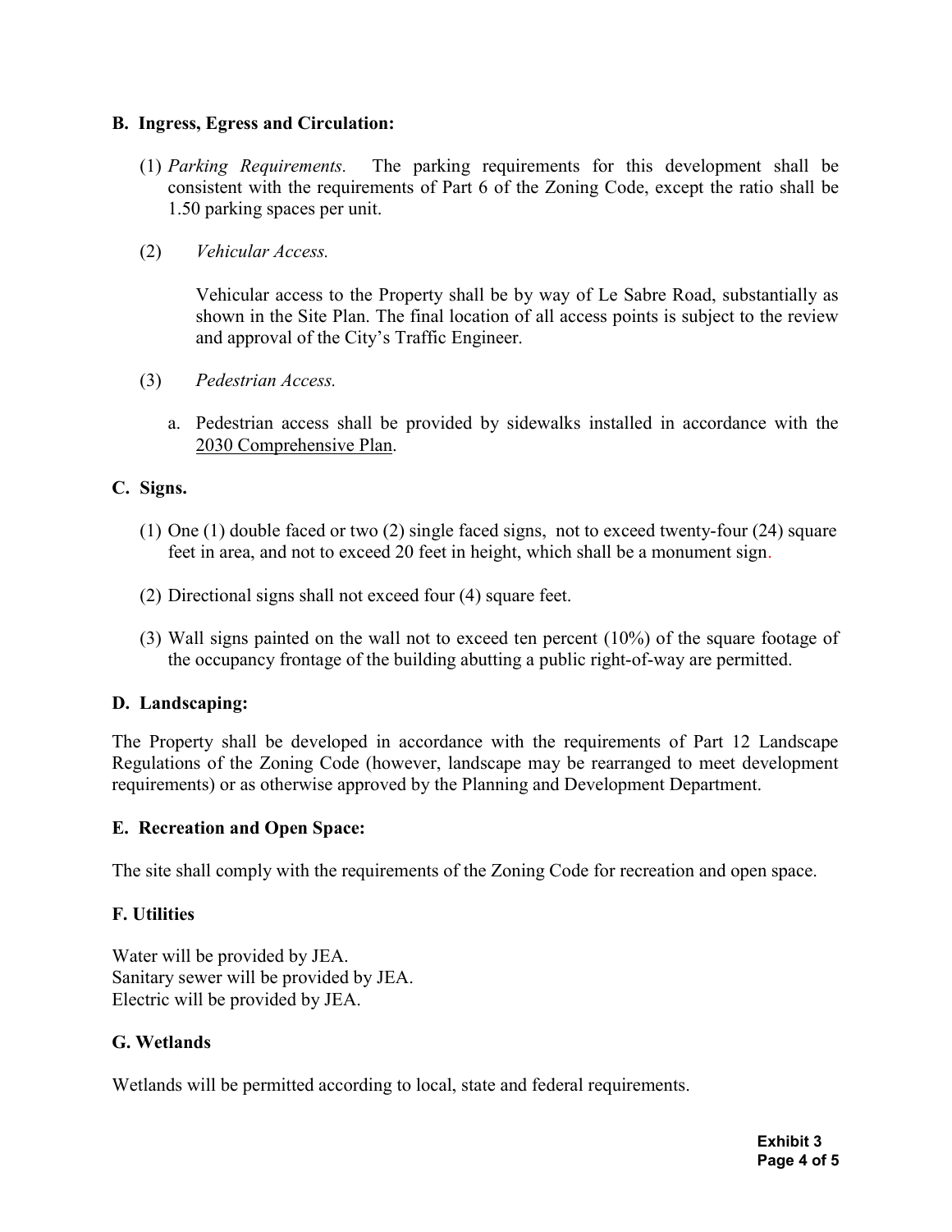**B. Ingress, Egress and Circulation:**

(1) *Parking Requirements.* The parking requirements for this development shall be consistent with the requirements of Part 6 of the Zoning Code, except the ratio shall be 1.50 parking spaces per unit.

(2) *Vehicular Access.*

Vehicular access to the Property shall be by way of Le Sabre Road, substantially as shown in the Site Plan. The final location of all access points is subject to the review and approval of the City's Traffic Engineer.

(3) *Pedestrian Access.*

a. Pedestrian access shall be provided by sidewalks installed in accordance with the 2030 Comprehensive Plan.

**C. Signs.**

(1) One (1) double faced or two (2) single faced signs, not to exceed twenty-four (24) square feet in area, and not to exceed 20 feet in height, which shall be a monument sign.

(2) Directional signs shall not exceed four (4) square feet.

(3) Wall signs painted on the wall not to exceed ten percent (10%) of the square footage of the occupancy frontage of the building abutting a public right-of-way are permitted.

**D. Landscaping:**

The Property shall be developed in accordance with the requirements of Part 12 Landscape Regulations of the Zoning Code (however, landscape may be rearranged to meet development requirements) or as otherwise approved by the Planning and Development Department.

**E. Recreation and Open Space:**

The site shall comply with the requirements of the Zoning Code for recreation and open space.

**F. Utilities**

Water will be provided by JEA.
Sanitary sewer will be provided by JEA.
Electric will be provided by JEA.

**G. Wetlands**

Wetlands will be permitted according to local, state and federal requirements.

**Exhibit 3**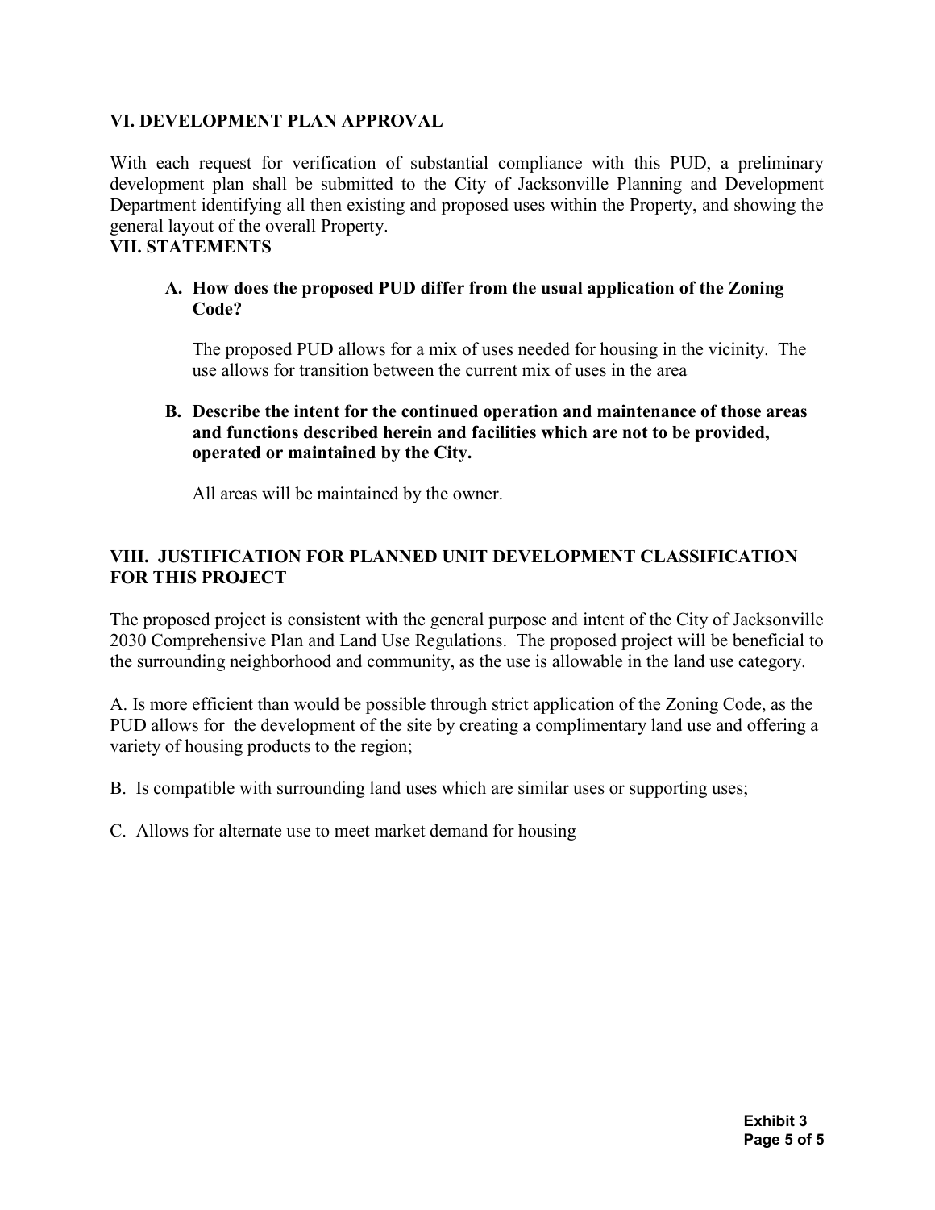## VI. DEVELOPMENT PLAN APPROVAL

With each request for verification of substantial compliance with this PUD, a preliminary development plan shall be submitted to the City of Jacksonville Planning and Development Department identifying all then existing and proposed uses within the Property, and showing the general layout of the overall Property.

## VII. STATEMENTS

**A. How does the proposed PUD differ from the usual application of the Zoning Code?**

The proposed PUD allows for a mix of uses needed for housing in the vicinity. The use allows for transition between the current mix of uses in the area

**B. Describe the intent for the continued operation and maintenance of those areas and functions described herein and facilities which are not to be provided, operated or maintained by the City.**

All areas will be maintained by the owner.

## VIII. JUSTIFICATION FOR PLANNED UNIT DEVELOPMENT CLASSIFICATION FOR THIS PROJECT

The proposed project is consistent with the general purpose and intent of the City of Jacksonville 2030 Comprehensive Plan and Land Use Regulations. The proposed project will be beneficial to the surrounding neighborhood and community, as the use is allowable in the land use category.

A. Is more efficient than would be possible through strict application of the Zoning Code, as the PUD allows for the development of the site by creating a complimentary land use and offering a variety of housing products to the region;

B. Is compatible with surrounding land uses which are similar uses or supporting uses;

C. Allows for alternate use to meet market demand for housing

**Exhibit 3**